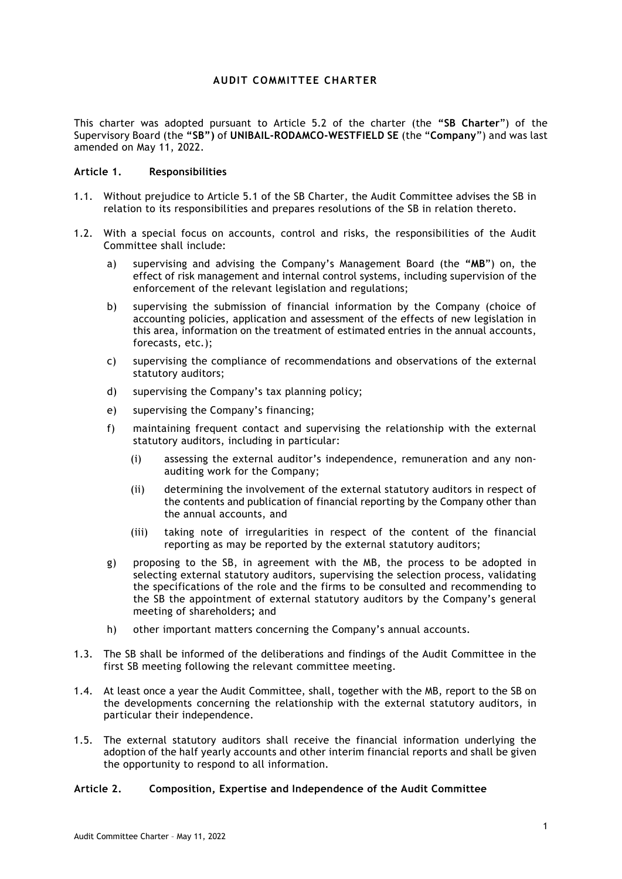# AUDIT COMMITTEE CHARTER

This charter was adopted pursuant to Article 5.2 of the charter (the "**SB Charter**") of the Supervisory Board (the **"SB")** of **UNIBAIL-RODAMCO-WESTFIELD SE** (the "**Company**") and was last amended on May 11, 2022.

## Article 1. Responsibilities

1.1. Without prejudice to Article 5.1 of the SB Charter, the Audit Committee advises the SB in relation to its responsibilities and prepares resolutions of the SB in relation thereto.

1.2. With a special focus on accounts, control and risks, the responsibilities of the Audit Committee shall include:

- a) supervising and advising the Company's Management Board (the "**MB**") on, the effect of risk management and internal control systems, including supervision of the enforcement of the relevant legislation and regulations;
- b) supervising the submission of financial information by the Company (choice of accounting policies, application and assessment of the effects of new legislation in this area, information on the treatment of estimated entries in the annual accounts, forecasts, etc.);
- c) supervising the compliance of recommendations and observations of the external statutory auditors;
- d) supervising the Company's tax planning policy;
- e) supervising the Company's financing;
- f) maintaining frequent contact and supervising the relationship with the external statutory auditors, including in particular:
  - (i) assessing the external auditor's independence, remuneration and any non-auditing work for the Company;
  - (ii) determining the involvement of the external statutory auditors in respect of the contents and publication of financial reporting by the Company other than the annual accounts, and
  - (iii) taking note of irregularities in respect of the content of the financial reporting as may be reported by the external statutory auditors;
- g) proposing to the SB, in agreement with the MB, the process to be adopted in selecting external statutory auditors, supervising the selection process, validating the specifications of the role and the firms to be consulted and recommending to the SB the appointment of external statutory auditors by the Company's general meeting of shareholders**;** and
- h) other important matters concerning the Company's annual accounts.

1.3. The SB shall be informed of the deliberations and findings of the Audit Committee in the first SB meeting following the relevant committee meeting.

1.4. At least once a year the Audit Committee, shall, together with the MB, report to the SB on the developments concerning the relationship with the external statutory auditors, in particular their independence.

1.5. The external statutory auditors shall receive the financial information underlying the adoption of the half yearly accounts and other interim financial reports and shall be given the opportunity to respond to all information.

## Article 2. Composition, Expertise and Independence of the Audit Committee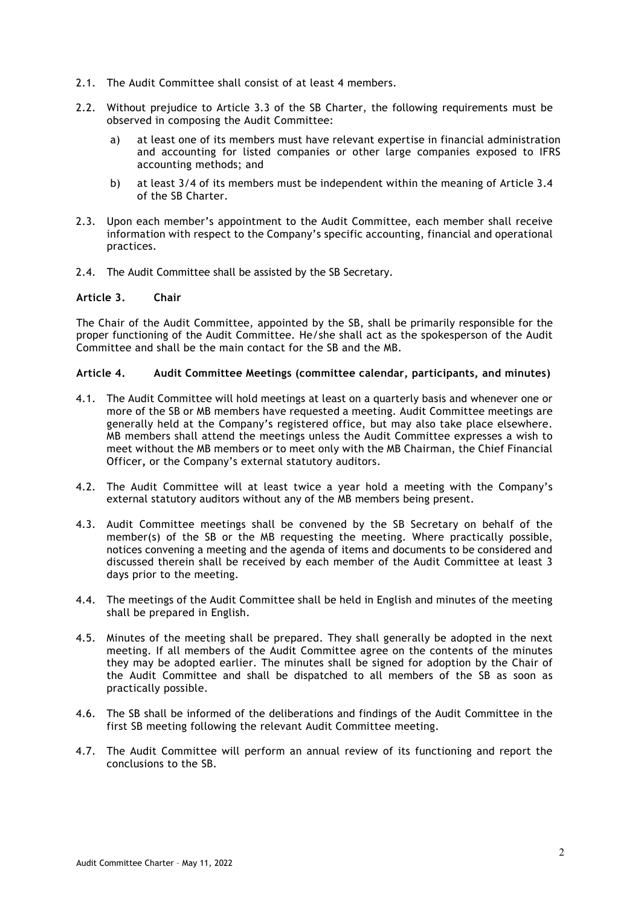2.1. The Audit Committee shall consist of at least 4 members.

2.2. Without prejudice to Article 3.3 of the SB Charter, the following requirements must be observed in composing the Audit Committee:

   a) at least one of its members must have relevant expertise in financial administration and accounting for listed companies or other large companies exposed to IFRS accounting methods; and

   b) at least 3/4 of its members must be independent within the meaning of Article 3.4 of the SB Charter.

2.3. Upon each member's appointment to the Audit Committee, each member shall receive information with respect to the Company's specific accounting, financial and operational practices.

2.4. The Audit Committee shall be assisted by the SB Secretary.

**Article 3. Chair**

The Chair of the Audit Committee, appointed by the SB, shall be primarily responsible for the proper functioning of the Audit Committee. He/she shall act as the spokesperson of the Audit Committee and shall be the main contact for the SB and the MB.

**Article 4. Audit Committee Meetings (committee calendar, participants, and minutes)**

4.1. The Audit Committee will hold meetings at least on a quarterly basis and whenever one or more of the SB or MB members have requested a meeting. Audit Committee meetings are generally held at the Company's registered office, but may also take place elsewhere. MB members shall attend the meetings unless the Audit Committee expresses a wish to meet without the MB members or to meet only with the MB Chairman, the Chief Financial Officer, or the Company's external statutory auditors.

4.2. The Audit Committee will at least twice a year hold a meeting with the Company's external statutory auditors without any of the MB members being present.

4.3. Audit Committee meetings shall be convened by the SB Secretary on behalf of the member(s) of the SB or the MB requesting the meeting. Where practically possible, notices convening a meeting and the agenda of items and documents to be considered and discussed therein shall be received by each member of the Audit Committee at least 3 days prior to the meeting.

4.4. The meetings of the Audit Committee shall be held in English and minutes of the meeting shall be prepared in English.

4.5. Minutes of the meeting shall be prepared. They shall generally be adopted in the next meeting. If all members of the Audit Committee agree on the contents of the minutes they may be adopted earlier. The minutes shall be signed for adoption by the Chair of the Audit Committee and shall be dispatched to all members of the SB as soon as practically possible.

4.6. The SB shall be informed of the deliberations and findings of the Audit Committee in the first SB meeting following the relevant Audit Committee meeting.

4.7. The Audit Committee will perform an annual review of its functioning and report the conclusions to the SB.